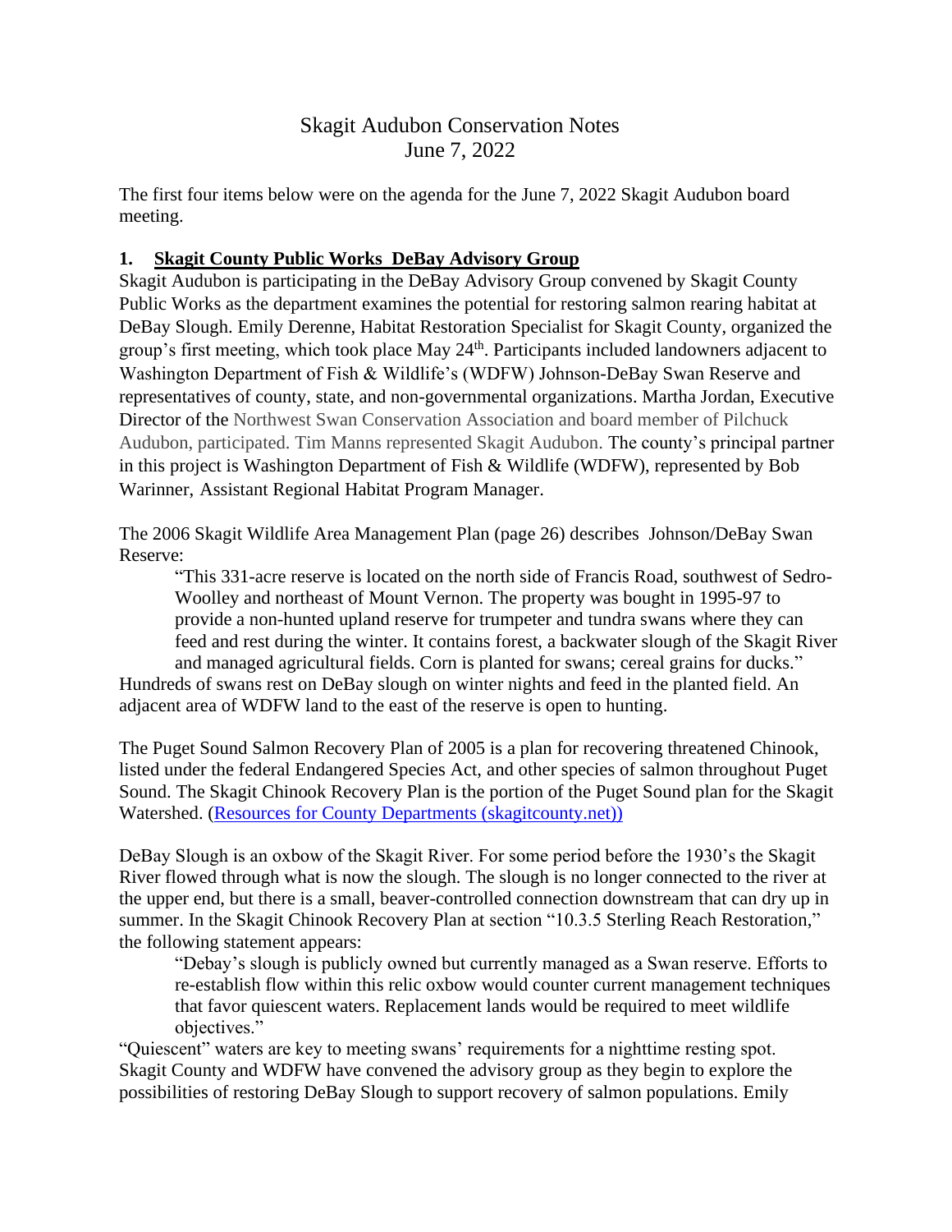# Skagit Audubon Conservation Notes
# June 7, 2022

The first four items below were on the agenda for the June 7, 2022 Skagit Audubon board meeting.

## 1. **Skagit County Public Works DeBay Advisory Group**

Skagit Audubon is participating in the DeBay Advisory Group convened by Skagit County Public Works as the department examines the potential for restoring salmon rearing habitat at DeBay Slough. Emily Derenne, Habitat Restoration Specialist for Skagit County, organized the group's first meeting, which took place May 24th. Participants included landowners adjacent to Washington Department of Fish & Wildlife's (WDFW) Johnson-DeBay Swan Reserve and representatives of county, state, and non-governmental organizations. Martha Jordan, Executive Director of the Northwest Swan Conservation Association and board member of Pilchuck Audubon, participated. Tim Manns represented Skagit Audubon. The county's principal partner in this project is Washington Department of Fish & Wildlife (WDFW), represented by Bob Warinner, Assistant Regional Habitat Program Manager.

The 2006 Skagit Wildlife Area Management Plan (page 26) describes Johnson/DeBay Swan Reserve:

> "This 331-acre reserve is located on the north side of Francis Road, southwest of Sedro-Woolley and northeast of Mount Vernon. The property was bought in 1995-97 to provide a non-hunted upland reserve for trumpeter and tundra swans where they can feed and rest during the winter. It contains forest, a backwater slough of the Skagit River and managed agricultural fields. Corn is planted for swans; cereal grains for ducks."

Hundreds of swans rest on DeBay slough on winter nights and feed in the planted field. An adjacent area of WDFW land to the east of the reserve is open to hunting.

The Puget Sound Salmon Recovery Plan of 2005 is a plan for recovering threatened Chinook, listed under the federal Endangered Species Act, and other species of salmon throughout Puget Sound. The Skagit Chinook Recovery Plan is the portion of the Puget Sound plan for the Skagit Watershed. (Resources for County Departments (skagitcounty.net))

DeBay Slough is an oxbow of the Skagit River. For some period before the 1930's the Skagit River flowed through what is now the slough. The slough is no longer connected to the river at the upper end, but there is a small, beaver-controlled connection downstream that can dry up in summer. In the Skagit Chinook Recovery Plan at section "10.3.5 Sterling Reach Restoration," the following statement appears:

> "Debay's slough is publicly owned but currently managed as a Swan reserve. Efforts to re-establish flow within this relic oxbow would counter current management techniques that favor quiescent waters. Replacement lands would be required to meet wildlife objectives."

"Quiescent" waters are key to meeting swans' requirements for a nighttime resting spot. Skagit County and WDFW have convened the advisory group as they begin to explore the possibilities of restoring DeBay Slough to support recovery of salmon populations. Emily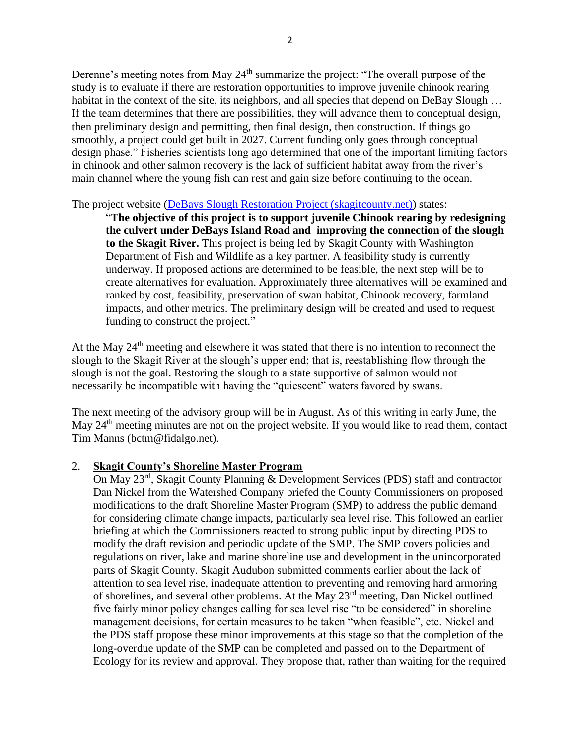Derenne's meeting notes from May 24th summarize the project: "The overall purpose of the study is to evaluate if there are restoration opportunities to improve juvenile chinook rearing habitat in the context of the site, its neighbors, and all species that depend on DeBay Slough … If the team determines that there are possibilities, they will advance them to conceptual design, then preliminary design and permitting, then final design, then construction. If things go smoothly, a project could get built in 2027. Current funding only goes through conceptual design phase." Fisheries scientists long ago determined that one of the important limiting factors in chinook and other salmon recovery is the lack of sufficient habitat away from the river's main channel where the young fish can rest and gain size before continuing to the ocean.

The project website ([DeBays Slough Restoration Project (skagitcounty.net)]) states:

> "**The objective of this project is to support juvenile Chinook rearing by redesigning the culvert under DeBays Island Road and improving the connection of the slough to the Skagit River.** This project is being led by Skagit County with Washington Department of Fish and Wildlife as a key partner. A feasibility study is currently underway. If proposed actions are determined to be feasible, the next step will be to create alternatives for evaluation. Approximately three alternatives will be examined and ranked by cost, feasibility, preservation of swan habitat, Chinook recovery, farmland impacts, and other metrics. The preliminary design will be created and used to request funding to construct the project."

At the May 24th meeting and elsewhere it was stated that there is no intention to reconnect the slough to the Skagit River at the slough's upper end; that is, reestablishing flow through the slough is not the goal. Restoring the slough to a state supportive of salmon would not necessarily be incompatible with having the "quiescent" waters favored by swans.

The next meeting of the advisory group will be in August. As of this writing in early June, the May 24th meeting minutes are not on the project website. If you would like to read them, contact Tim Manns (bctm@fidalgo.net).

2. **Skagit County's Shoreline Master Program**

   On May 23rd, Skagit County Planning & Development Services (PDS) staff and contractor Dan Nickel from the Watershed Company briefed the County Commissioners on proposed modifications to the draft Shoreline Master Program (SMP) to address the public demand for considering climate change impacts, particularly sea level rise. This followed an earlier briefing at which the Commissioners reacted to strong public input by directing PDS to modify the draft revision and periodic update of the SMP. The SMP covers policies and regulations on river, lake and marine shoreline use and development in the unincorporated parts of Skagit County. Skagit Audubon submitted comments earlier about the lack of attention to sea level rise, inadequate attention to preventing and removing hard armoring of shorelines, and several other problems. At the May 23rd meeting, Dan Nickel outlined five fairly minor policy changes calling for sea level rise "to be considered" in shoreline management decisions, for certain measures to be taken "when feasible", etc. Nickel and the PDS staff propose these minor improvements at this stage so that the completion of the long-overdue update of the SMP can be completed and passed on to the Department of Ecology for its review and approval. They propose that, rather than waiting for the required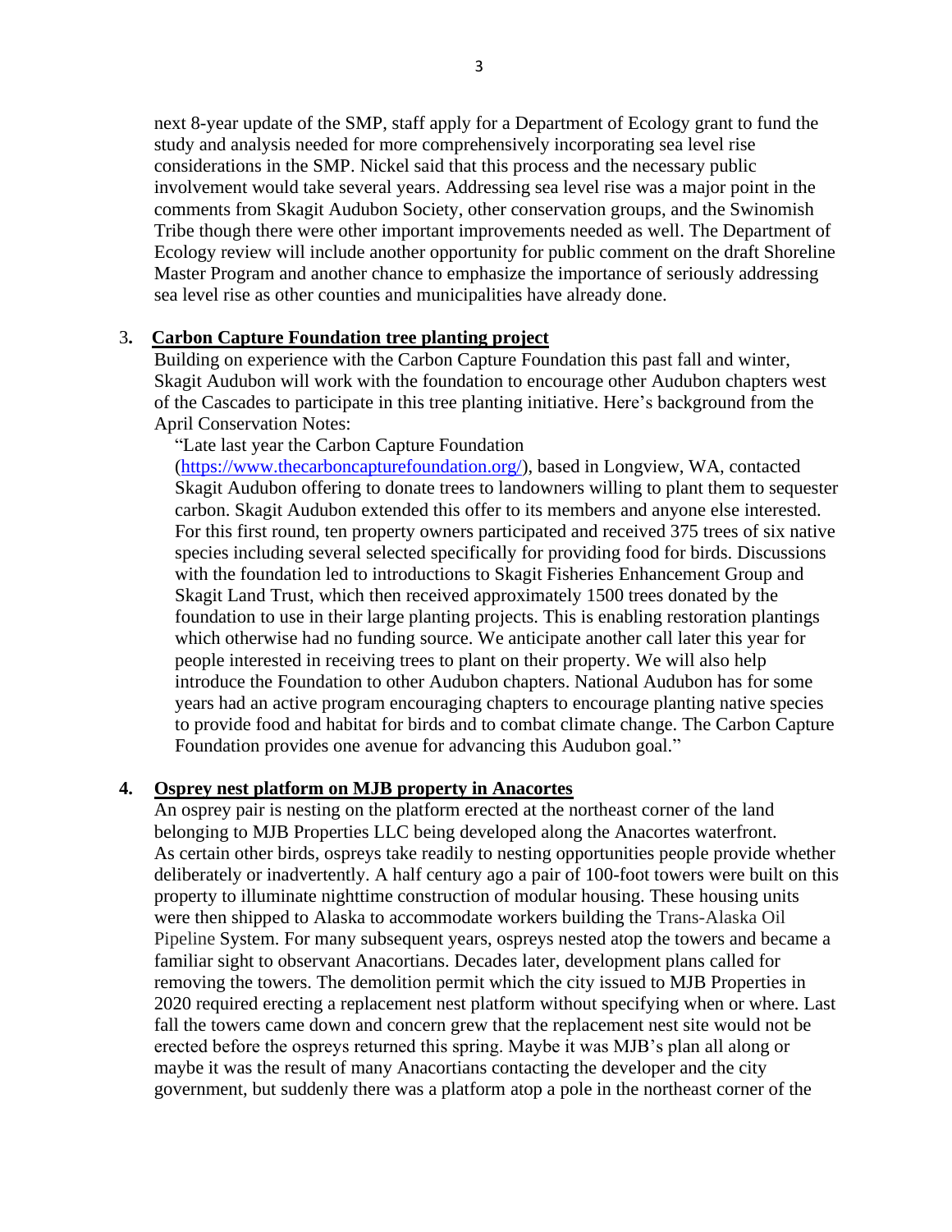next 8-year update of the SMP, staff apply for a Department of Ecology grant to fund the study and analysis needed for more comprehensively incorporating sea level rise considerations in the SMP. Nickel said that this process and the necessary public involvement would take several years. Addressing sea level rise was a major point in the comments from Skagit Audubon Society, other conservation groups, and the Swinomish Tribe though there were other important improvements needed as well. The Department of Ecology review will include another opportunity for public comment on the draft Shoreline Master Program and another chance to emphasize the importance of seriously addressing sea level rise as other counties and municipalities have already done.

3. **Carbon Capture Foundation tree planting project**

Building on experience with the Carbon Capture Foundation this past fall and winter, Skagit Audubon will work with the foundation to encourage other Audubon chapters west of the Cascades to participate in this tree planting initiative. Here's background from the April Conservation Notes:

> "Late last year the Carbon Capture Foundation (https://www.thecarboncapturefoundation.org/), based in Longview, WA, contacted Skagit Audubon offering to donate trees to landowners willing to plant them to sequester carbon. Skagit Audubon extended this offer to its members and anyone else interested. For this first round, ten property owners participated and received 375 trees of six native species including several selected specifically for providing food for birds. Discussions with the foundation led to introductions to Skagit Fisheries Enhancement Group and Skagit Land Trust, which then received approximately 1500 trees donated by the foundation to use in their large planting projects. This is enabling restoration plantings which otherwise had no funding source. We anticipate another call later this year for people interested in receiving trees to plant on their property. We will also help introduce the Foundation to other Audubon chapters. National Audubon has for some years had an active program encouraging chapters to encourage planting native species to provide food and habitat for birds and to combat climate change. The Carbon Capture Foundation provides one avenue for advancing this Audubon goal."

4. **Osprey nest platform on MJB property in Anacortes**

An osprey pair is nesting on the platform erected at the northeast corner of the land belonging to MJB Properties LLC being developed along the Anacortes waterfront. As certain other birds, ospreys take readily to nesting opportunities people provide whether deliberately or inadvertently. A half century ago a pair of 100-foot towers were built on this property to illuminate nighttime construction of modular housing. These housing units were then shipped to Alaska to accommodate workers building the Trans-Alaska Oil Pipeline System. For many subsequent years, ospreys nested atop the towers and became a familiar sight to observant Anacortians. Decades later, development plans called for removing the towers. The demolition permit which the city issued to MJB Properties in 2020 required erecting a replacement nest platform without specifying when or where. Last fall the towers came down and concern grew that the replacement nest site would not be erected before the ospreys returned this spring. Maybe it was MJB's plan all along or maybe it was the result of many Anacortians contacting the developer and the city government, but suddenly there was a platform atop a pole in the northeast corner of the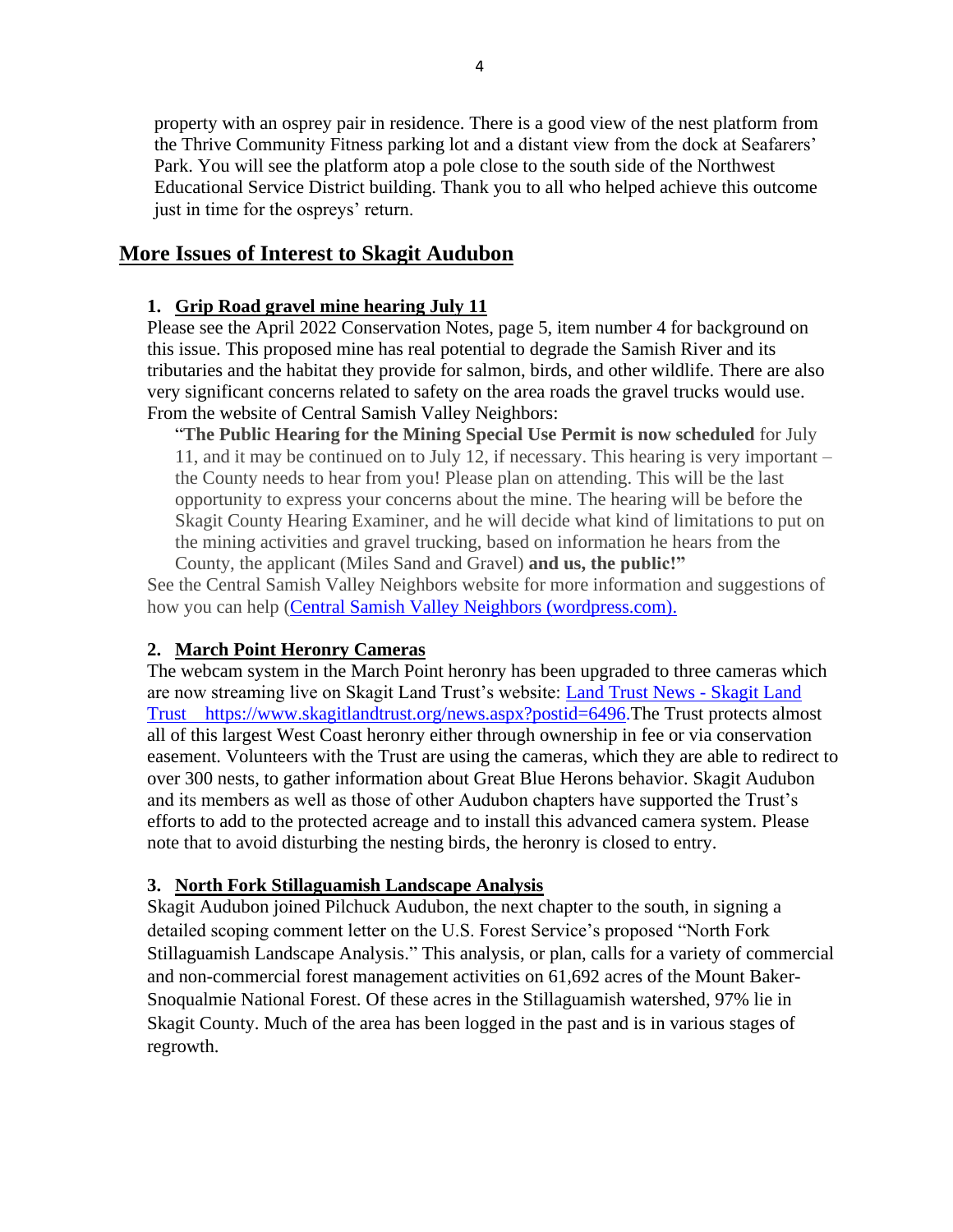property with an osprey pair in residence. There is a good view of the nest platform from the Thrive Community Fitness parking lot and a distant view from the dock at Seafarers' Park. You will see the platform atop a pole close to the south side of the Northwest Educational Service District building. Thank you to all who helped achieve this outcome just in time for the ospreys' return.

## More Issues of Interest to Skagit Audubon

### 1. Grip Road gravel mine hearing July 11

Please see the April 2022 Conservation Notes, page 5, item number 4 for background on this issue. This proposed mine has real potential to degrade the Samish River and its tributaries and the habitat they provide for salmon, birds, and other wildlife. There are also very significant concerns related to safety on the area roads the gravel trucks would use. From the website of Central Samish Valley Neighbors:

> "**The Public Hearing for the Mining Special Use Permit is now scheduled** for July 11, and it may be continued on to July 12, if necessary. This hearing is very important – the County needs to hear from you! Please plan on attending. This will be the last opportunity to express your concerns about the mine. The hearing will be before the Skagit County Hearing Examiner, and he will decide what kind of limitations to put on the mining activities and gravel trucking, based on information he hears from the County, the applicant (Miles Sand and Gravel) **and us, the public!"**

See the Central Samish Valley Neighbors website for more information and suggestions of how you can help (Central Samish Valley Neighbors (wordpress.com).

### 2. March Point Heronry Cameras

The webcam system in the March Point heronry has been upgraded to three cameras which are now streaming live on Skagit Land Trust's website: Land Trust News - Skagit Land Trust https://www.skagitlandtrust.org/news.aspx?postid=6496.The Trust protects almost all of this largest West Coast heronry either through ownership in fee or via conservation easement. Volunteers with the Trust are using the cameras, which they are able to redirect to over 300 nests, to gather information about Great Blue Herons behavior. Skagit Audubon and its members as well as those of other Audubon chapters have supported the Trust's efforts to add to the protected acreage and to install this advanced camera system. Please note that to avoid disturbing the nesting birds, the heronry is closed to entry.

### 3. North Fork Stillaguamish Landscape Analysis

Skagit Audubon joined Pilchuck Audubon, the next chapter to the south, in signing a detailed scoping comment letter on the U.S. Forest Service's proposed "North Fork Stillaguamish Landscape Analysis." This analysis, or plan, calls for a variety of commercial and non-commercial forest management activities on 61,692 acres of the Mount Baker-Snoqualmie National Forest. Of these acres in the Stillaguamish watershed, 97% lie in Skagit County. Much of the area has been logged in the past and is in various stages of regrowth.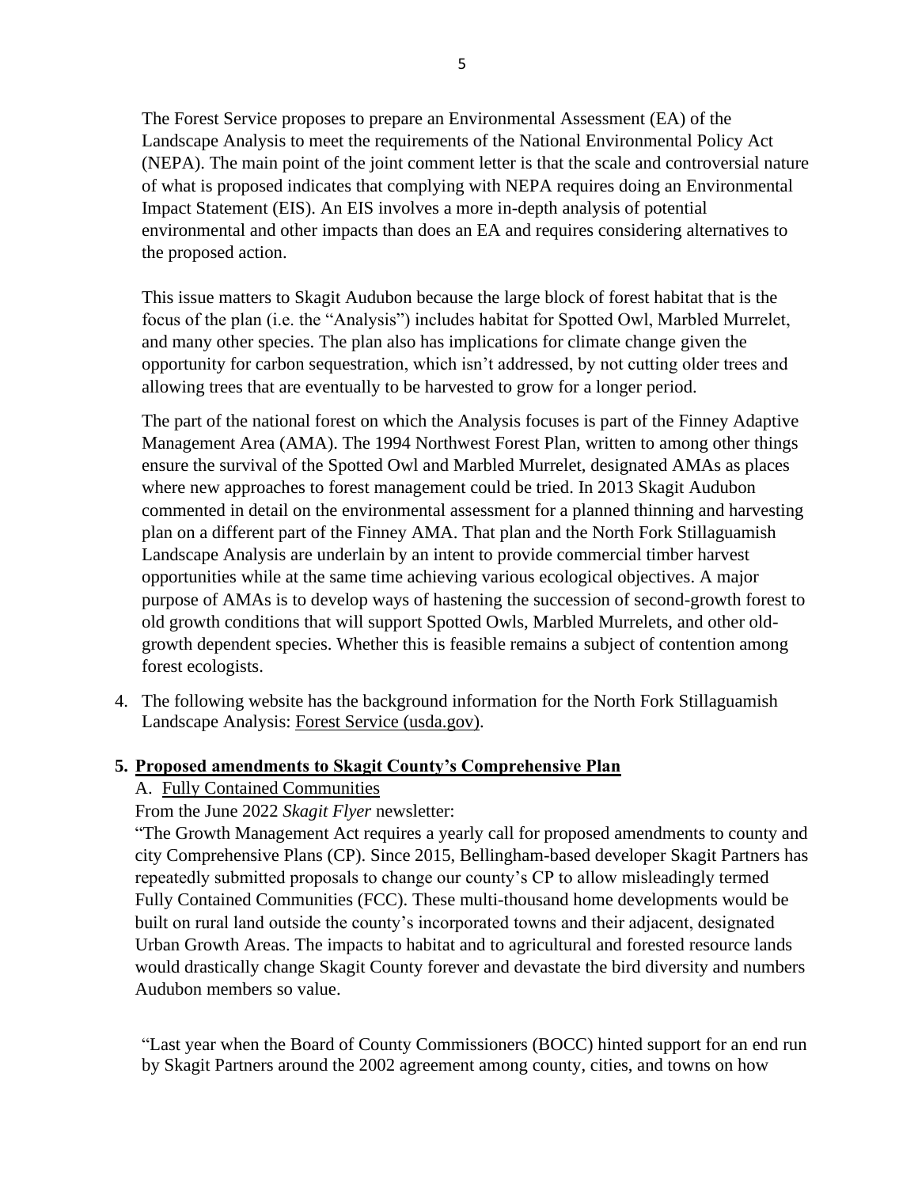The Forest Service proposes to prepare an Environmental Assessment (EA) of the Landscape Analysis to meet the requirements of the National Environmental Policy Act (NEPA). The main point of the joint comment letter is that the scale and controversial nature of what is proposed indicates that complying with NEPA requires doing an Environmental Impact Statement (EIS). An EIS involves a more in-depth analysis of potential environmental and other impacts than does an EA and requires considering alternatives to the proposed action.

This issue matters to Skagit Audubon because the large block of forest habitat that is the focus of the plan (i.e. the "Analysis") includes habitat for Spotted Owl, Marbled Murrelet, and many other species. The plan also has implications for climate change given the opportunity for carbon sequestration, which isn't addressed, by not cutting older trees and allowing trees that are eventually to be harvested to grow for a longer period.

The part of the national forest on which the Analysis focuses is part of the Finney Adaptive Management Area (AMA). The 1994 Northwest Forest Plan, written to among other things ensure the survival of the Spotted Owl and Marbled Murrelet, designated AMAs as places where new approaches to forest management could be tried. In 2013 Skagit Audubon commented in detail on the environmental assessment for a planned thinning and harvesting plan on a different part of the Finney AMA. That plan and the North Fork Stillaguamish Landscape Analysis are underlain by an intent to provide commercial timber harvest opportunities while at the same time achieving various ecological objectives. A major purpose of AMAs is to develop ways of hastening the succession of second-growth forest to old growth conditions that will support Spotted Owls, Marbled Murrelets, and other old-growth dependent species. Whether this is feasible remains a subject of contention among forest ecologists.

4. The following website has the background information for the North Fork Stillaguamish Landscape Analysis: Forest Service (usda.gov).

## 5. Proposed amendments to Skagit County's Comprehensive Plan

A. Fully Contained Communities

From the June 2022 *Skagit Flyer* newsletter:

"The Growth Management Act requires a yearly call for proposed amendments to county and city Comprehensive Plans (CP). Since 2015, Bellingham-based developer Skagit Partners has repeatedly submitted proposals to change our county's CP to allow misleadingly termed Fully Contained Communities (FCC). These multi-thousand home developments would be built on rural land outside the county's incorporated towns and their adjacent, designated Urban Growth Areas. The impacts to habitat and to agricultural and forested resource lands would drastically change Skagit County forever and devastate the bird diversity and numbers Audubon members so value.

"Last year when the Board of County Commissioners (BOCC) hinted support for an end run by Skagit Partners around the 2002 agreement among county, cities, and towns on how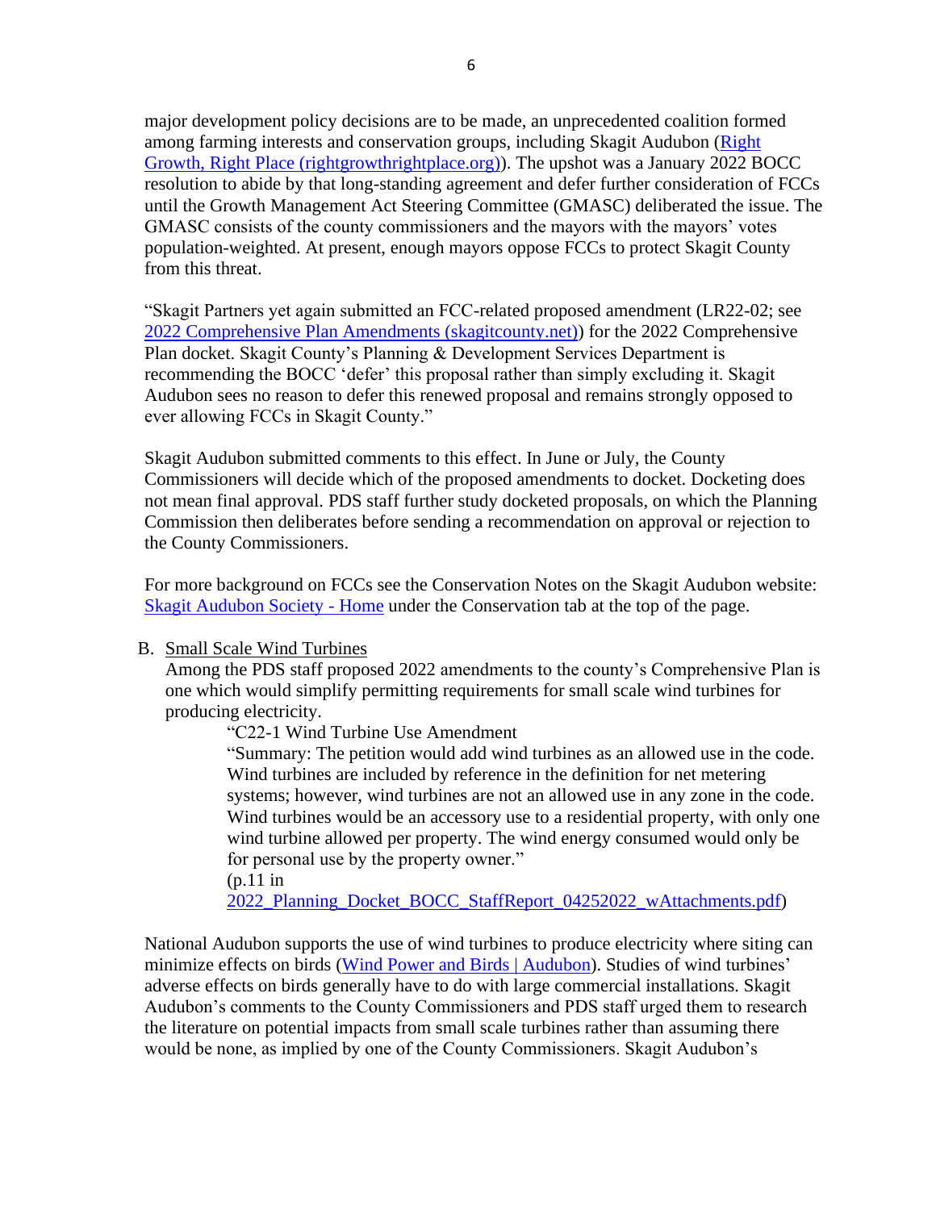major development policy decisions are to be made, an unprecedented coalition formed among farming interests and conservation groups, including Skagit Audubon ([Right Growth, Right Place (rightgrowthrightplace.org)](rightgrowthrightplace.org)). The upshot was a January 2022 BOCC resolution to abide by that long-standing agreement and defer further consideration of FCCs until the Growth Management Act Steering Committee (GMASC) deliberated the issue. The GMASC consists of the county commissioners and the mayors with the mayors' votes population-weighted. At present, enough mayors oppose FCCs to protect Skagit County from this threat.

"Skagit Partners yet again submitted an FCC-related proposed amendment (LR22-02; see [2022 Comprehensive Plan Amendments (skagitcounty.net)](skagitcounty.net)) for the 2022 Comprehensive Plan docket. Skagit County's Planning & Development Services Department is recommending the BOCC 'defer' this proposal rather than simply excluding it. Skagit Audubon sees no reason to defer this renewed proposal and remains strongly opposed to ever allowing FCCs in Skagit County."

Skagit Audubon submitted comments to this effect. In June or July, the County Commissioners will decide which of the proposed amendments to docket. Docketing does not mean final approval. PDS staff further study docketed proposals, on which the Planning Commission then deliberates before sending a recommendation on approval or rejection to the County Commissioners.

For more background on FCCs see the Conservation Notes on the Skagit Audubon website: Skagit Audubon Society - Home under the Conservation tab at the top of the page.

B. Small Scale Wind Turbines

Among the PDS staff proposed 2022 amendments to the county's Comprehensive Plan is one which would simplify permitting requirements for small scale wind turbines for producing electricity.

> "C22-1 Wind Turbine Use Amendment
>
> "Summary: The petition would add wind turbines as an allowed use in the code. Wind turbines are included by reference in the definition for net metering systems; however, wind turbines are not an allowed use in any zone in the code. Wind turbines would be an accessory use to a residential property, with only one wind turbine allowed per property. The wind energy consumed would only be for personal use by the property owner."
>
> (p.11 in 2022_Planning_Docket_BOCC_StaffReport_04252022_wAttachments.pdf)

National Audubon supports the use of wind turbines to produce electricity where siting can minimize effects on birds (Wind Power and Birds | Audubon). Studies of wind turbines' adverse effects on birds generally have to do with large commercial installations. Skagit Audubon's comments to the County Commissioners and PDS staff urged them to research the literature on potential impacts from small scale turbines rather than assuming there would be none, as implied by one of the County Commissioners. Skagit Audubon's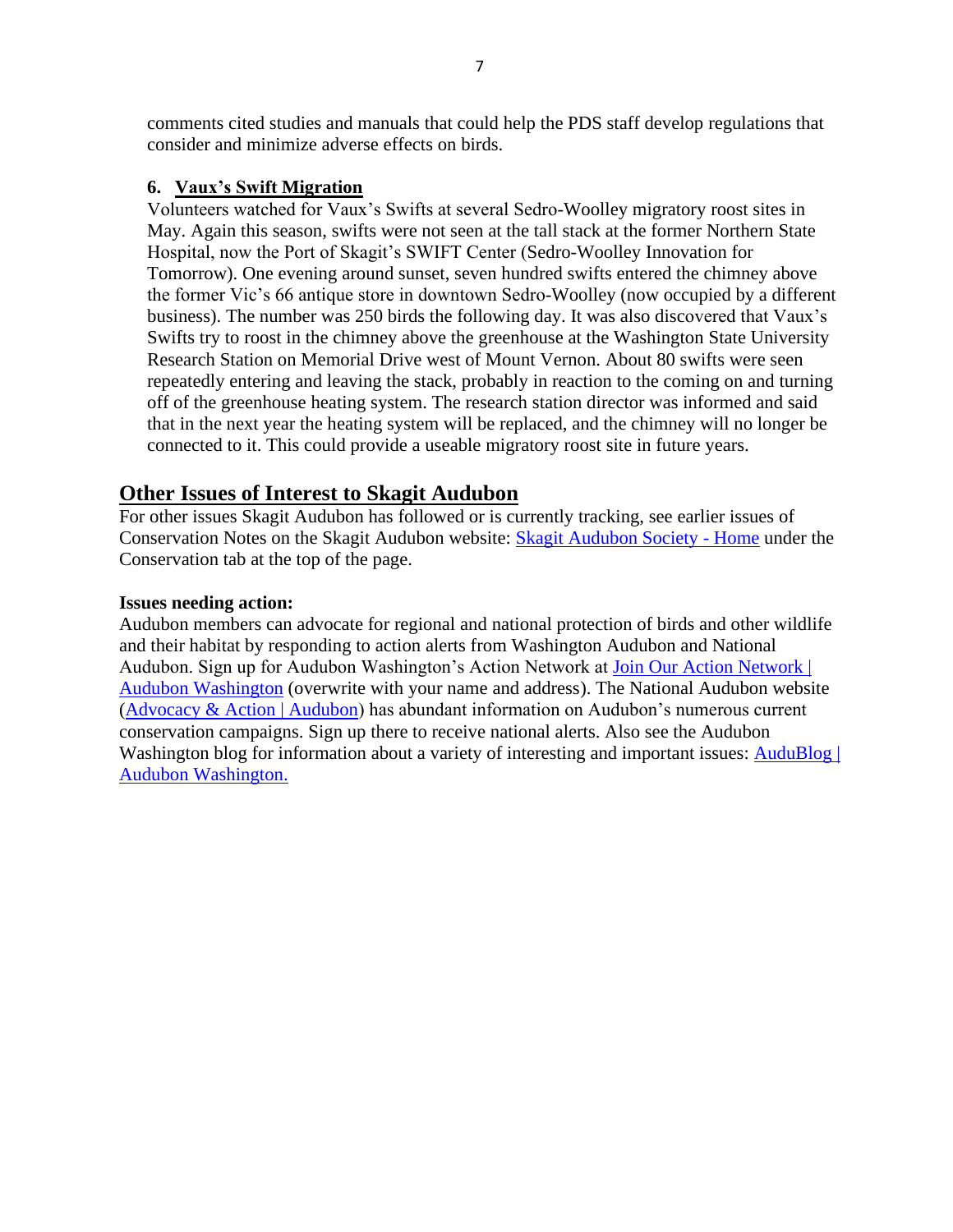comments cited studies and manuals that could help the PDS staff develop regulations that consider and minimize adverse effects on birds.

### 6. Vaux's Swift Migration

Volunteers watched for Vaux's Swifts at several Sedro-Woolley migratory roost sites in May. Again this season, swifts were not seen at the tall stack at the former Northern State Hospital, now the Port of Skagit's SWIFT Center (Sedro-Woolley Innovation for Tomorrow). One evening around sunset, seven hundred swifts entered the chimney above the former Vic's 66 antique store in downtown Sedro-Woolley (now occupied by a different business). The number was 250 birds the following day. It was also discovered that Vaux's Swifts try to roost in the chimney above the greenhouse at the Washington State University Research Station on Memorial Drive west of Mount Vernon. About 80 swifts were seen repeatedly entering and leaving the stack, probably in reaction to the coming on and turning off of the greenhouse heating system. The research station director was informed and said that in the next year the heating system will be replaced, and the chimney will no longer be connected to it. This could provide a useable migratory roost site in future years.

## Other Issues of Interest to Skagit Audubon

For other issues Skagit Audubon has followed or is currently tracking, see earlier issues of Conservation Notes on the Skagit Audubon website: [Skagit Audubon Society - Home](#) under the Conservation tab at the top of the page.

**Issues needing action:**

Audubon members can advocate for regional and national protection of birds and other wildlife and their habitat by responding to action alerts from Washington Audubon and National Audubon. Sign up for Audubon Washington's Action Network at [Join Our Action Network | Audubon Washington](#) (overwrite with your name and address). The National Audubon website ([Advocacy & Action | Audubon](#)) has abundant information on Audubon's numerous current conservation campaigns. Sign up there to receive national alerts. Also see the Audubon Washington blog for information about a variety of interesting and important issues: [AuduBlog | Audubon Washington.](#)